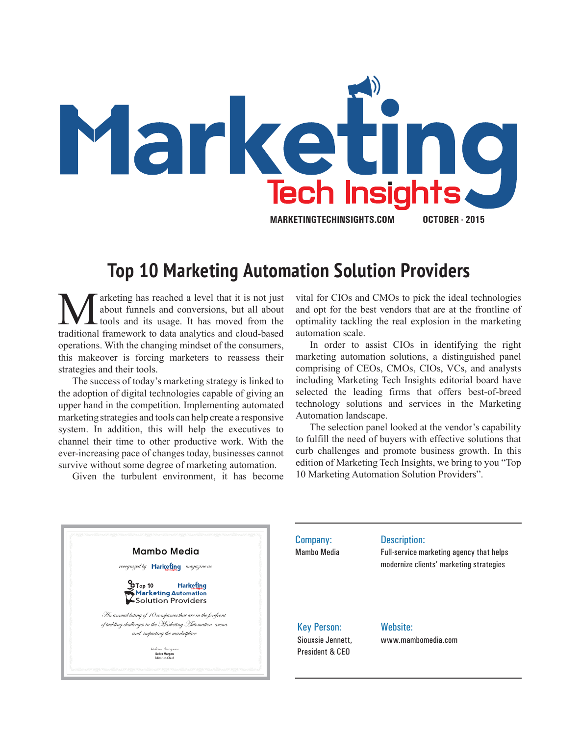# Marketing Tech Insights

**MARKETINGTECHINSIGHTS.COM** **OCTOBER - 2015**

## Top 10 Marketing Automation Solution Providers

Marketing has reached a level that it is not just about funnels and conversions, but all about tools and its usage. It has moved from the traditional framework to data analytics and cloud-based operations. With the changing mindset of the consumers, this makeover is forcing marketers to reassess their strategies and their tools.

The success of today's marketing strategy is linked to the adoption of digital technologies capable of giving an upper hand in the competition. Implementing automated marketing strategies and tools can help create a responsive system. In addition, this will help the executives to channel their time to other productive work. With the ever-increasing pace of changes today, businesses cannot survive without some degree of marketing automation.

Given the turbulent environment, it has become vital for CIOs and CMOs to pick the ideal technologies and opt for the best vendors that are at the frontline of optimality tackling the real explosion in the marketing automation scale.

In order to assist CIOs in identifying the right marketing automation solutions, a distinguished panel comprising of CEOs, CMOs, CIOs, VCs, and analysts including Marketing Tech Insights editorial board have selected the leading firms that offers best-of-breed technology solutions and services in the Marketing Automation landscape.

The selection panel looked at the vendor's capability to fulfill the need of buyers with effective solutions that curb challenges and promote business growth. In this edition of Marketing Tech Insights, we bring to you "Top 10 Marketing Automation Solution Providers".

---

**Mambo Media**

*recognized by* Marketing *magazine as*

**Top 10 Marketing Automation Solution Providers**

*An annual listing of 10 companies that are in the forefront of tackling challenges in the Marketing Automation arena and impacting the marketplace*

Debra Morgan
Editor-in-Chief

---

**Company:**
Mambo Media

**Description:**
Full-service marketing agency that helps modernize clients' marketing strategies

**Key Person:**
Siouxsie Jennett,
President & CEO

**Website:**
www.mambomedia.com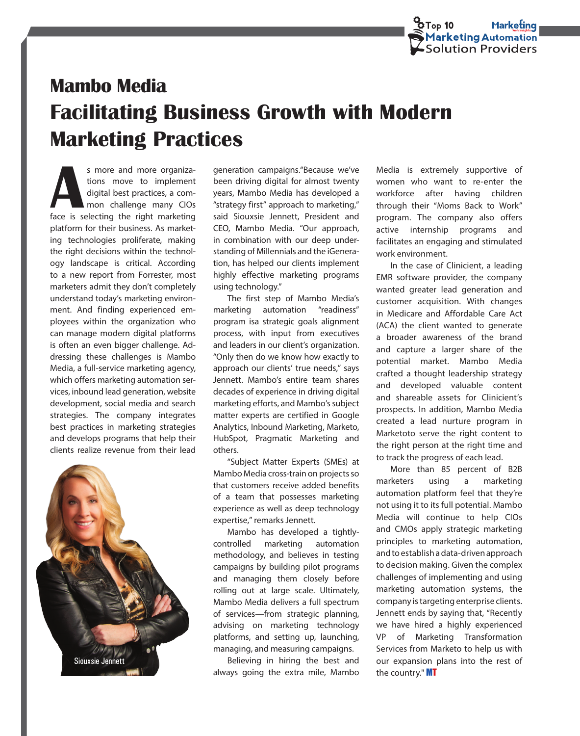# Mambo Media

# Facilitating Business Growth with Modern Marketing Practices

As more and more organizations move to implement digital best practices, a common challenge many CIOs face is selecting the right marketing platform for their business. As marketing technologies proliferate, making the right decisions within the technology landscape is critical. According to a new report from Forrester, most marketers admit they don't completely understand today's marketing environment. And finding experienced employees within the organization who can manage modern digital platforms is often an even bigger challenge. Addressing these challenges is Mambo Media, a full-service marketing agency, which offers marketing automation services, inbound lead generation, website development, social media and search strategies. The company integrates best practices in marketing strategies and develops programs that help their clients realize revenue from their lead generation campaigns."Because we've been driving digital for almost twenty years, Mambo Media has developed a "strategy first" approach to marketing," said Siouxsie Jennett, President and CEO, Mambo Media. "Our approach, in combination with our deep understanding of Millennials and the iGeneration, has helped our clients implement highly effective marketing programs using technology."

Siouxsie Jennett

The first step of Mambo Media's marketing automation "readiness" program isa strategic goals alignment process, with input from executives and leaders in our client's organization. "Only then do we know how exactly to approach our clients' true needs," says Jennett. Mambo's entire team shares decades of experience in driving digital marketing efforts, and Mambo's subject matter experts are certified in Google Analytics, Inbound Marketing, Marketo, HubSpot, Pragmatic Marketing and others.

"Subject Matter Experts (SMEs) at Mambo Media cross-train on projects so that customers receive added benefits of a team that possesses marketing experience as well as deep technology expertise," remarks Jennett.

Mambo has developed a tightly-controlled marketing automation methodology, and believes in testing campaigns by building pilot programs and managing them closely before rolling out at large scale. Ultimately, Mambo Media delivers a full spectrum of services—from strategic planning, advising on marketing technology platforms, and setting up, launching, managing, and measuring campaigns.

Believing in hiring the best and always going the extra mile, Mambo Media is extremely supportive of women who want to re-enter the workforce after having children through their "Moms Back to Work" program. The company also offers active internship programs and facilitates an engaging and stimulated work environment.

In the case of Clinicient, a leading EMR software provider, the company wanted greater lead generation and customer acquisition. With changes in Medicare and Affordable Care Act (ACA) the client wanted to generate a broader awareness of the brand and capture a larger share of the potential market. Mambo Media crafted a thought leadership strategy and developed valuable content and shareable assets for Clinicient's prospects. In addition, Mambo Media created a lead nurture program in Marketoto serve the right content to the right person at the right time and to track the progress of each lead.

More than 85 percent of B2B marketers using a marketing automation platform feel that they're not using it to its full potential. Mambo Media will continue to help CIOs and CMOs apply strategic marketing principles to marketing automation, and to establish a data-driven approach to decision making. Given the complex challenges of implementing and using marketing automation systems, the company is targeting enterprise clients. Jennett ends by saying that, "Recently we have hired a highly experienced VP of Marketing Transformation Services from Marketo to help us with our expansion plans into the rest of the country." **MT**